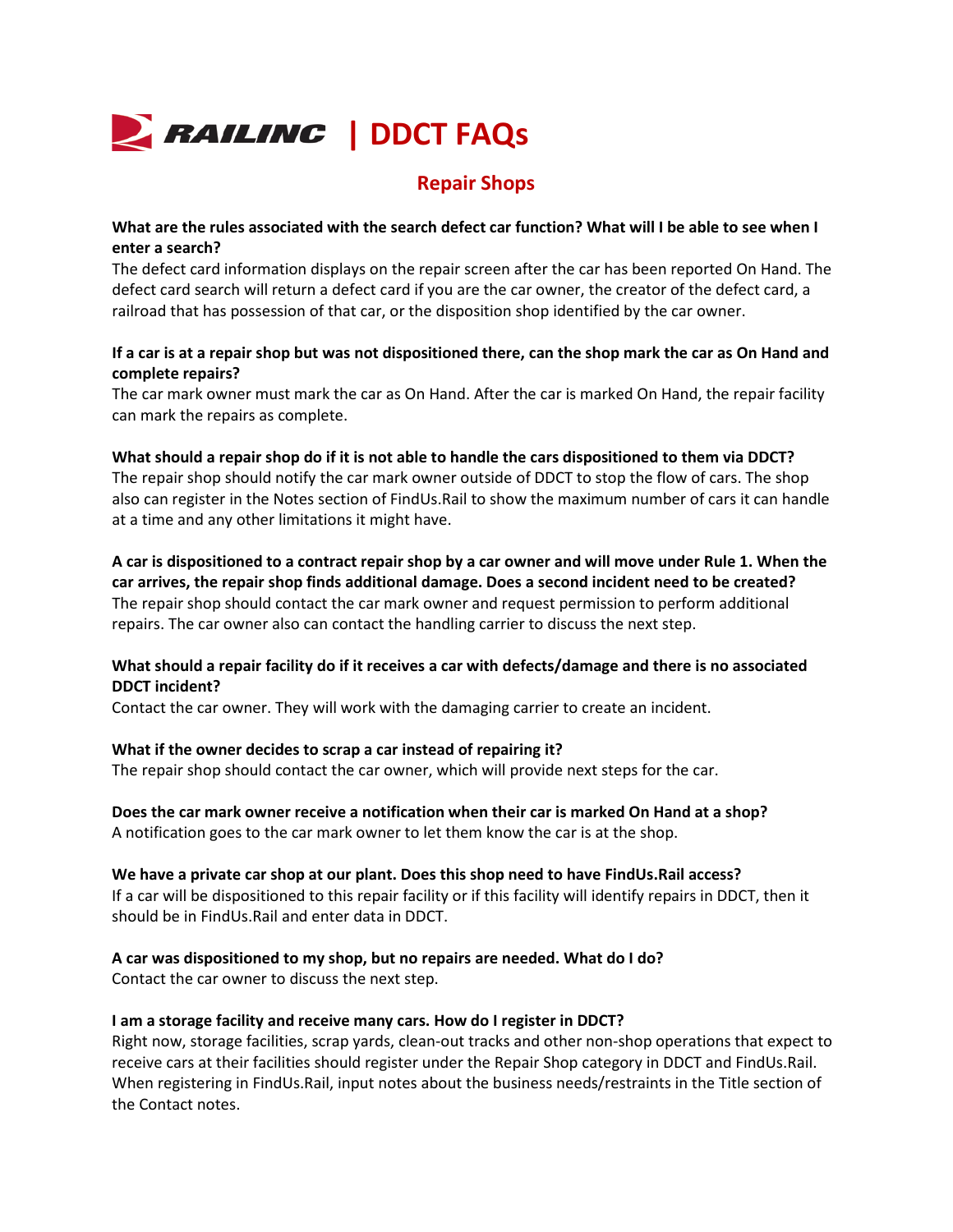# RAILINC | DDCT FAQs

## Repair Shops

**What are the rules associated with the search defect car function? What will I be able to see when I enter a search?**

The defect card information displays on the repair screen after the car has been reported On Hand. The defect card search will return a defect card if you are the car owner, the creator of the defect card, a railroad that has possession of that car, or the disposition shop identified by the car owner.

**If a car is at a repair shop but was not dispositioned there, can the shop mark the car as On Hand and complete repairs?**

The car mark owner must mark the car as On Hand. After the car is marked On Hand, the repair facility can mark the repairs as complete.

**What should a repair shop do if it is not able to handle the cars dispositioned to them via DDCT?**

The repair shop should notify the car mark owner outside of DDCT to stop the flow of cars. The shop also can register in the Notes section of FindUs.Rail to show the maximum number of cars it can handle at a time and any other limitations it might have.

**A car is dispositioned to a contract repair shop by a car owner and will move under Rule 1. When the car arrives, the repair shop finds additional damage. Does a second incident need to be created?**

The repair shop should contact the car mark owner and request permission to perform additional repairs. The car owner also can contact the handling carrier to discuss the next step.

**What should a repair facility do if it receives a car with defects/damage and there is no associated DDCT incident?**

Contact the car owner. They will work with the damaging carrier to create an incident.

**What if the owner decides to scrap a car instead of repairing it?**

The repair shop should contact the car owner, which will provide next steps for the car.

**Does the car mark owner receive a notification when their car is marked On Hand at a shop?**

A notification goes to the car mark owner to let them know the car is at the shop.

**We have a private car shop at our plant. Does this shop need to have FindUs.Rail access?**

If a car will be dispositioned to this repair facility or if this facility will identify repairs in DDCT, then it should be in FindUs.Rail and enter data in DDCT.

**A car was dispositioned to my shop, but no repairs are needed. What do I do?**

Contact the car owner to discuss the next step.

**I am a storage facility and receive many cars. How do I register in DDCT?**

Right now, storage facilities, scrap yards, clean-out tracks and other non-shop operations that expect to receive cars at their facilities should register under the Repair Shop category in DDCT and FindUs.Rail. When registering in FindUs.Rail, input notes about the business needs/restraints in the Title section of the Contact notes.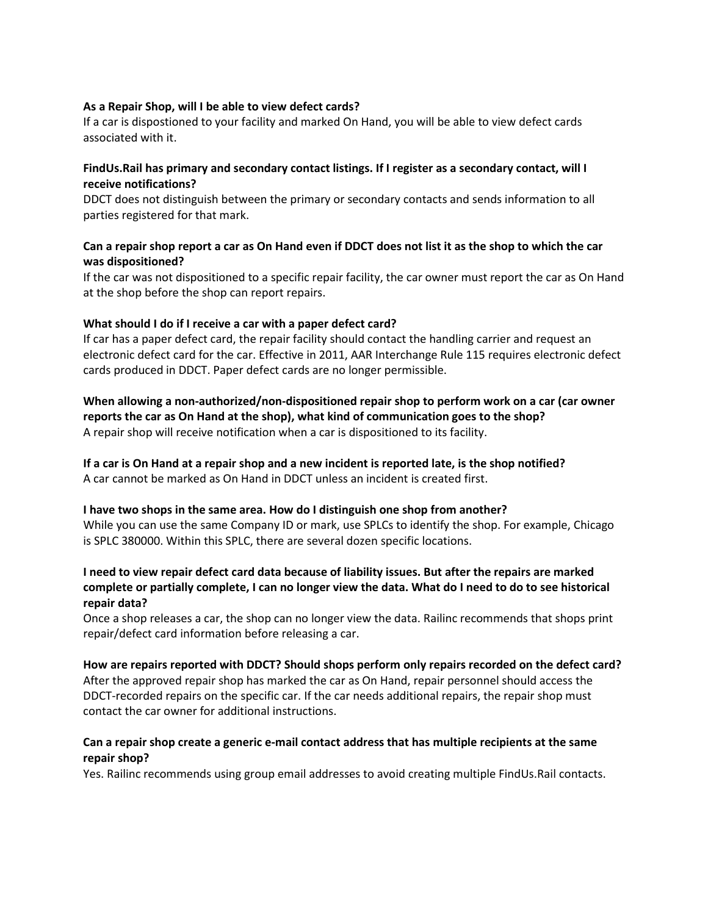**As a Repair Shop, will I be able to view defect cards?**

If a car is dispostioned to your facility and marked On Hand, you will be able to view defect cards associated with it.

**FindUs.Rail has primary and secondary contact listings. If I register as a secondary contact, will I receive notifications?**

DDCT does not distinguish between the primary or secondary contacts and sends information to all parties registered for that mark.

**Can a repair shop report a car as On Hand even if DDCT does not list it as the shop to which the car was dispositioned?**

If the car was not dispositioned to a specific repair facility, the car owner must report the car as On Hand at the shop before the shop can report repairs.

**What should I do if I receive a car with a paper defect card?**

If car has a paper defect card, the repair facility should contact the handling carrier and request an electronic defect card for the car. Effective in 2011, AAR Interchange Rule 115 requires electronic defect cards produced in DDCT. Paper defect cards are no longer permissible.

**When allowing a non-authorized/non-dispositioned repair shop to perform work on a car (car owner reports the car as On Hand at the shop), what kind of communication goes to the shop?**

A repair shop will receive notification when a car is dispositioned to its facility.

**If a car is On Hand at a repair shop and a new incident is reported late, is the shop notified?**

A car cannot be marked as On Hand in DDCT unless an incident is created first.

**I have two shops in the same area. How do I distinguish one shop from another?**

While you can use the same Company ID or mark, use SPLCs to identify the shop. For example, Chicago is SPLC 380000. Within this SPLC, there are several dozen specific locations.

**I need to view repair defect card data because of liability issues. But after the repairs are marked complete or partially complete, I can no longer view the data. What do I need to do to see historical repair data?**

Once a shop releases a car, the shop can no longer view the data. Railinc recommends that shops print repair/defect card information before releasing a car.

**How are repairs reported with DDCT? Should shops perform only repairs recorded on the defect card?**

After the approved repair shop has marked the car as On Hand, repair personnel should access the DDCT-recorded repairs on the specific car. If the car needs additional repairs, the repair shop must contact the car owner for additional instructions.

**Can a repair shop create a generic e-mail contact address that has multiple recipients at the same repair shop?**

Yes. Railinc recommends using group email addresses to avoid creating multiple FindUs.Rail contacts.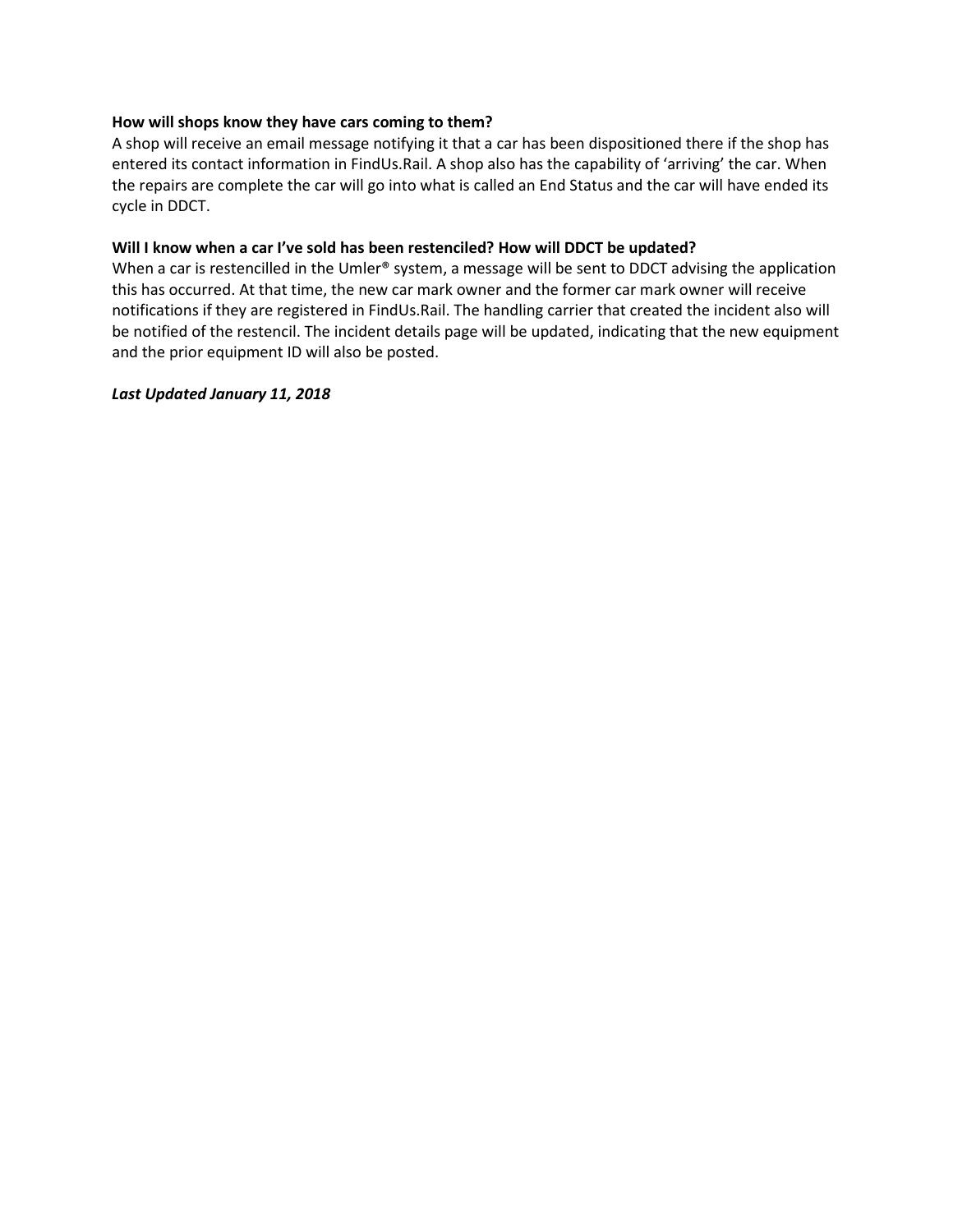**How will shops know they have cars coming to them?**

A shop will receive an email message notifying it that a car has been dispositioned there if the shop has entered its contact information in FindUs.Rail. A shop also has the capability of 'arriving' the car. When the repairs are complete the car will go into what is called an End Status and the car will have ended its cycle in DDCT.

**Will I know when a car I've sold has been restenciled? How will DDCT be updated?**

When a car is restencilled in the Umler® system, a message will be sent to DDCT advising the application this has occurred. At that time, the new car mark owner and the former car mark owner will receive notifications if they are registered in FindUs.Rail. The handling carrier that created the incident also will be notified of the restencil. The incident details page will be updated, indicating that the new equipment and the prior equipment ID will also be posted.

***Last Updated January 11, 2018***